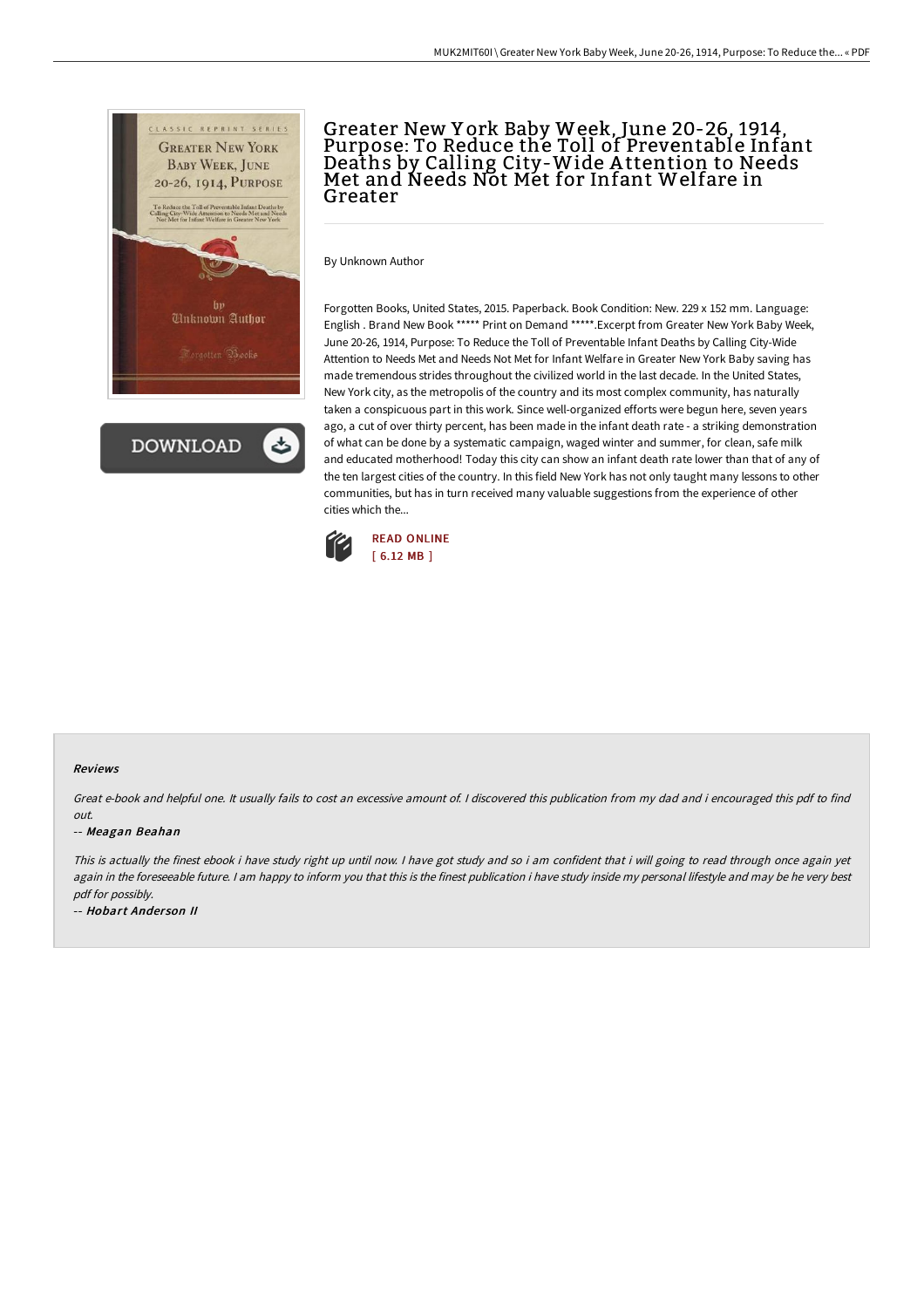# Greater New York Baby Week, June 20-26, 1914, Purpose: To Reduce the Toll of Preventable Infant Deaths by Calling City-Wide Attention to Needs Met and Needs Not Met for Infant Welfare in Greater

By Unknown Author

Forgotten Books, United States, 2015. Paperback. Book Condition: New. 229 x 152 mm. Language: English . Brand New Book ***** Print on Demand *****.Excerpt from Greater New York Baby Week, June 20-26, 1914, Purpose: To Reduce the Toll of Preventable Infant Deaths by Calling City-Wide Attention to Needs Met and Needs Not Met for Infant Welfare in Greater New York Baby saving has made tremendous strides throughout the civilized world in the last decade. In the United States, New York city, as the metropolis of the country and its most complex community, has naturally taken a conspicuous part in this work. Since well-organized efforts were begun here, seven years ago, a cut of over thirty percent, has been made in the infant death rate - a striking demonstration of what can be done by a systematic campaign, waged winter and summer, for clean, safe milk and educated motherhood! Today this city can show an infant death rate lower than that of any of the ten largest cities of the country. In this field New York has not only taught many lessons to other communities, but has in turn received many valuable suggestions from the experience of other cities which the...

READ ONLINE
[ 6.12 MB ]

#### Reviews

*Great e-book and helpful one. It usually fails to cost an excessive amount of. I discovered this publication from my dad and i encouraged this pdf to find out.*

*-- Meagan Beahan*

*This is actually the finest ebook i have study right up until now. I have got study and so i am confident that i will going to read through once again yet again in the foreseeable future. I am happy to inform you that this is the finest publication i have study inside my personal lifestyle and may be he very best pdf for possibly.*

*-- Hobart Anderson II*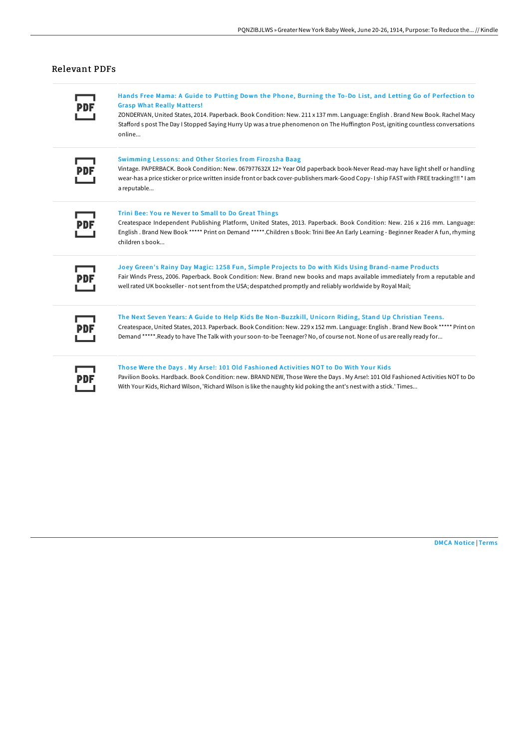## Relevant PDFs

PDF

**Hands Free Mama: A Guide to Putting Down the Phone, Burning the To-Do List, and Letting Go of Perfection to Grasp What Really Matters!**

ZONDERVAN, United States, 2014. Paperback. Book Condition: New. 211 x 137 mm. Language: English . Brand New Book. Rachel Macy Stafford s post The Day I Stopped Saying Hurry Up was a true phenomenon on The Huffington Post, igniting countless conversations online...

PDF

**Swimming Lessons: and Other Stories from Firozsha Baag**

Vintage. PAPERBACK. Book Condition: New. 067977632X 12+ Year Old paperback book-Never Read-may have light shelf or handling wear-has a price sticker or price written inside front or back cover-publishers mark-Good Copy- I ship FAST with FREE tracking!!!! * I am a reputable...

PDF

**Trini Bee: You re Never to Small to Do Great Things**

Createspace Independent Publishing Platform, United States, 2013. Paperback. Book Condition: New. 216 x 216 mm. Language: English . Brand New Book ***** Print on Demand *****.Children s Book: Trini Bee An Early Learning - Beginner Reader A fun, rhyming children s book...

PDF

**Joey Green's Rainy Day Magic: 1258 Fun, Simple Projects to Do with Kids Using Brand-name Products**

Fair Winds Press, 2006. Paperback. Book Condition: New. Brand new books and maps available immediately from a reputable and well rated UK bookseller - not sent from the USA; despatched promptly and reliably worldwide by Royal Mail;

PDF

**The Next Seven Years: A Guide to Help Kids Be Non-Buzzkill, Unicorn Riding, Stand Up Christian Teens.**

Createspace, United States, 2013. Paperback. Book Condition: New. 229 x 152 mm. Language: English . Brand New Book ***** Print on Demand *****.Ready to have The Talk with your soon-to-be Teenager? No, of course not. None of us are really ready for...

PDF

**Those Were the Days . My Arse!: 101 Old Fashioned Activities NOT to Do With Your Kids**

Pavilion Books. Hardback. Book Condition: new. BRAND NEW, Those Were the Days . My Arse!: 101 Old Fashioned Activities NOT to Do With Your Kids, Richard Wilson, 'Richard Wilson is like the naughty kid poking the ant's nest with a stick.' Times...